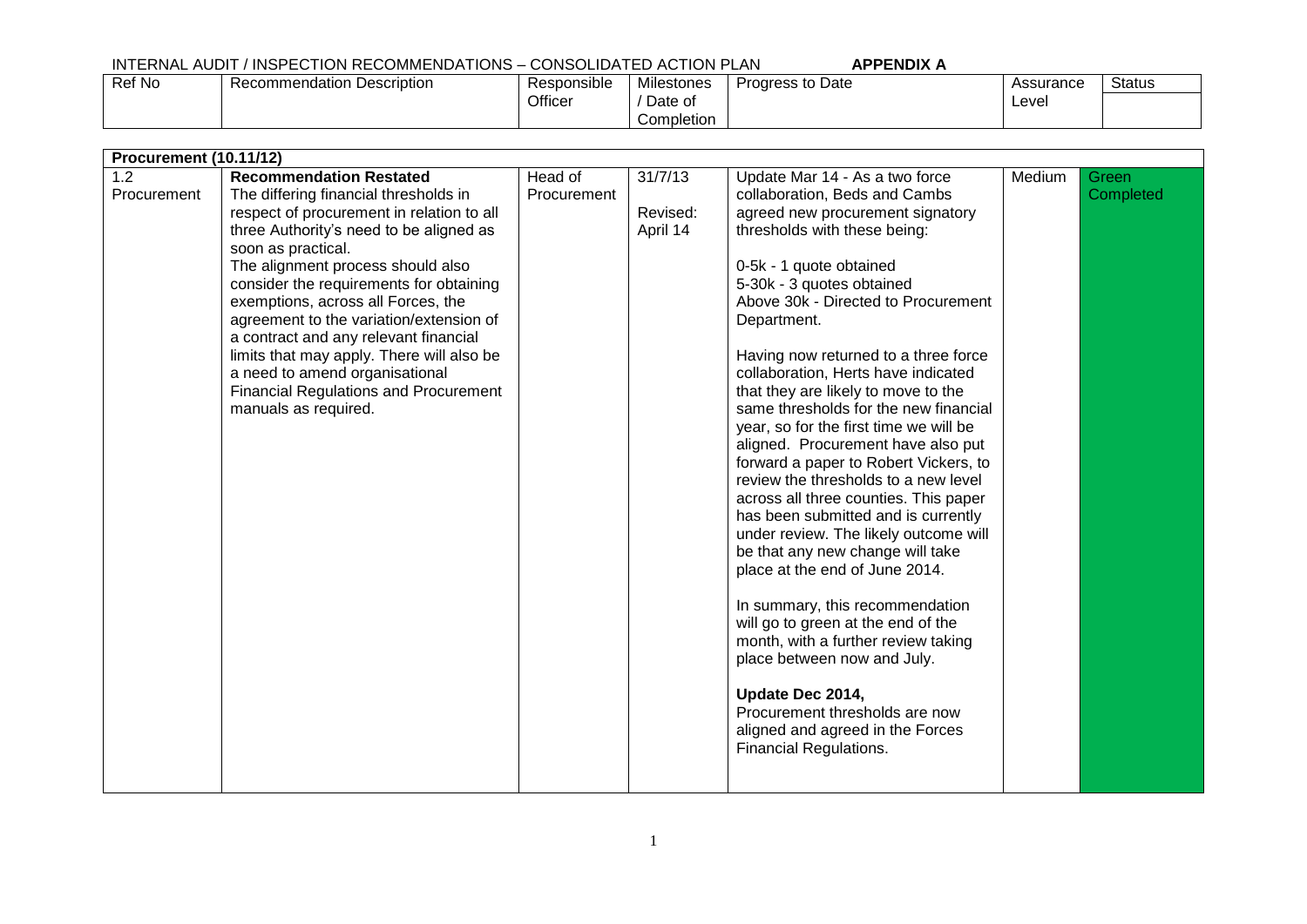INTERNAL AUDIT / INSPECTION RECOMMENDATIONS – CONSOLIDATED ACTION PLAN **APPENDIX A**

| Ref No | Recommendation Description | Responsible Officer | Milestones / Date of Completion | Progress to Date | Assurance Level | Status |
|---|---|---|---|---|---|---|
| **Procurement (10.11/12)** | | | | | | |
| 1.2 Procurement | **Recommendation Restated**<br>The differing financial thresholds in respect of procurement in relation to all three Authority's need to be aligned as soon as practical.<br>The alignment process should also consider the requirements for obtaining exemptions, across all Forces, the agreement to the variation/extension of a contract and any relevant financial limits that may apply. There will also be a need to amend organisational Financial Regulations and Procurement manuals as required. | Head of Procurement | 31/7/13<br><br>Revised: April 14 | Update Mar 14 - As a two force collaboration, Beds and Cambs agreed new procurement signatory thresholds with these being:<br><br>0-5k - 1 quote obtained<br>5-30k - 3 quotes obtained<br>Above 30k - Directed to Procurement Department.<br><br>Having now returned to a three force collaboration, Herts have indicated that they are likely to move to the same thresholds for the new financial year, so for the first time we will be aligned. Procurement have also put forward a paper to Robert Vickers, to review the thresholds to a new level across all three counties. This paper has been submitted and is currently under review. The likely outcome will be that any new change will take place at the end of June 2014.<br><br>In summary, this recommendation will go to green at the end of the month, with a further review taking place between now and July.<br><br>**Update Dec 2014,**<br>Procurement thresholds are now aligned and agreed in the Forces Financial Regulations. | Medium | Green Completed |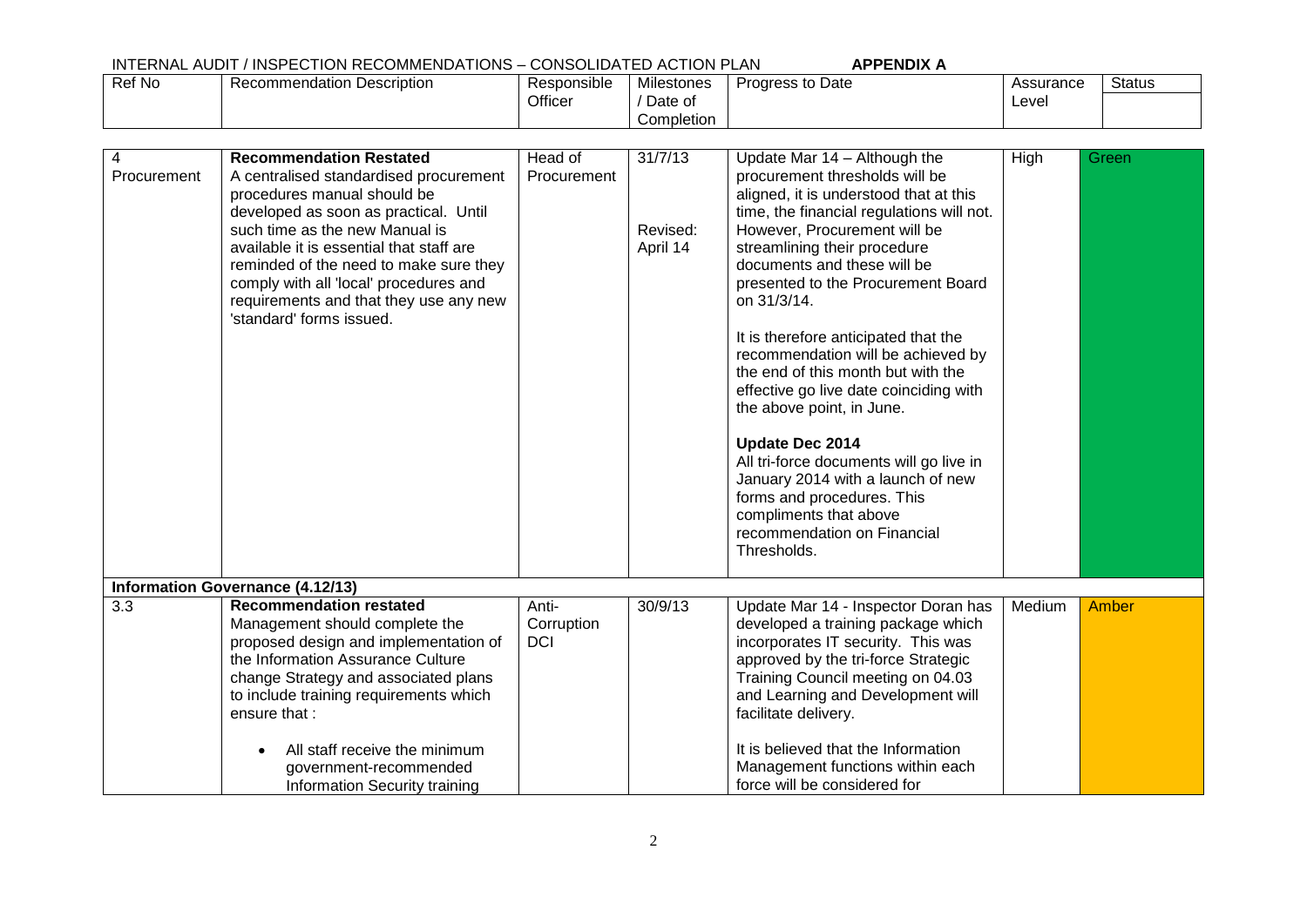INTERNAL AUDIT / INSPECTION RECOMMENDATIONS – CONSOLIDATED ACTION PLAN **APPENDIX A**

| Ref No | Recommendation Description | Responsible Officer | Milestones / Date of Completion | Progress to Date | Assurance Level | Status |
|---|---|---|---|---|---|---|
| 4 Procurement | **Recommendation Restated**<br>A centralised standardised procurement procedures manual should be developed as soon as practical. Until such time as the new Manual is available it is essential that staff are reminded of the need to make sure they comply with all 'local' procedures and requirements and that they use any new 'standard' forms issued. | Head of Procurement | 31/7/13<br><br>Revised: April 14 | Update Mar 14 – Although the procurement thresholds will be aligned, it is understood that at this time, the financial regulations will not. However, Procurement will be streamlining their procedure documents and these will be presented to the Procurement Board on 31/3/14.<br><br>It is therefore anticipated that the recommendation will be achieved by the end of this month but with the effective go live date coinciding with the above point, in June.<br><br>**Update Dec 2014**<br>All tri-force documents will go live in January 2014 with a launch of new forms and procedures. This compliments that above recommendation on Financial Thresholds. | High | Green |
| **Information Governance (4.12/13)** | | | | | | |
| 3.3 | **Recommendation restated**<br>Management should complete the proposed design and implementation of the Information Assurance Culture change Strategy and associated plans to include training requirements which ensure that :<br><br>• All staff receive the minimum government-recommended Information Security training | Anti-Corruption DCI | 30/9/13 | Update Mar 14 - Inspector Doran has developed a training package which incorporates IT security. This was approved by the tri-force Strategic Training Council meeting on 04.03 and Learning and Development will facilitate delivery.<br><br>It is believed that the Information Management functions within each force will be considered for | Medium | Amber |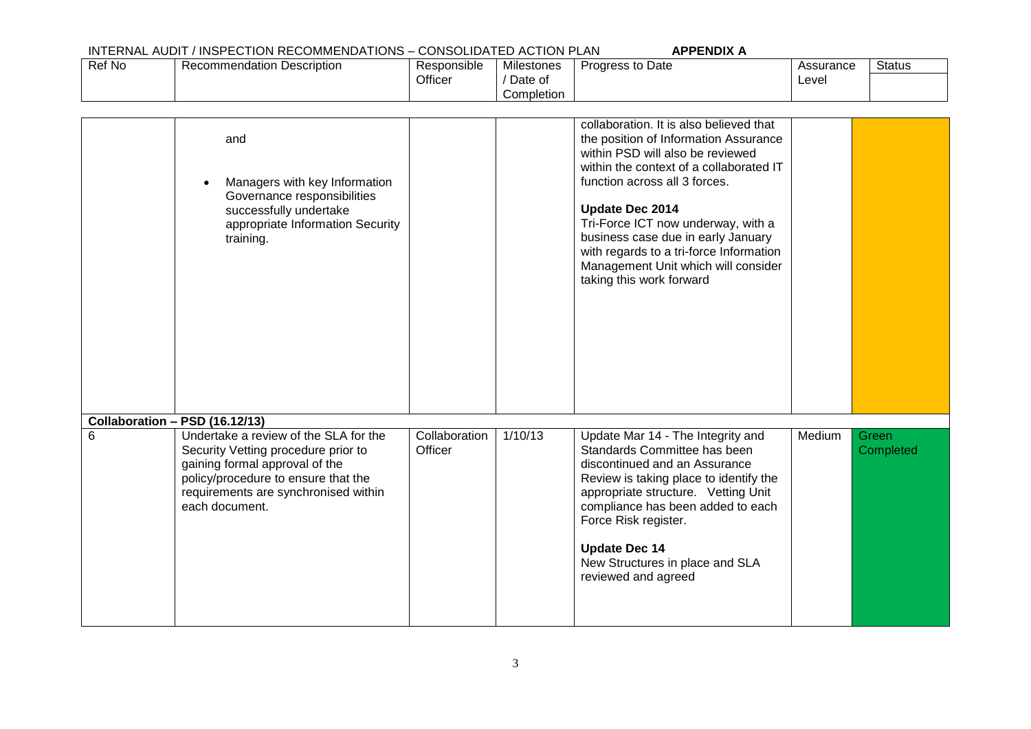INTERNAL AUDIT / INSPECTION RECOMMENDATIONS – CONSOLIDATED ACTION PLAN **APPENDIX A**

| Ref No | Recommendation Description | Responsible Officer | Milestones / Date of Completion | Progress to Date | Assurance Level | Status |
|---|---|---|---|---|---|---|
| | and<br><br>• Managers with key Information Governance responsibilities successfully undertake appropriate Information Security training. | | | collaboration. It is also believed that the position of Information Assurance within PSD will also be reviewed within the context of a collaborated IT function across all 3 forces.<br><br>**Update Dec 2014**<br>Tri-Force ICT now underway, with a business case due in early January with regards to a tri-force Information Management Unit which will consider taking this work forward | | |
| **Collaboration – PSD (16.12/13)** | | | | | | |
| 6 | Undertake a review of the SLA for the Security Vetting procedure prior to gaining formal approval of the policy/procedure to ensure that the requirements are synchronised within each document. | Collaboration Officer | 1/10/13 | Update Mar 14 - The Integrity and Standards Committee has been discontinued and an Assurance Review is taking place to identify the appropriate structure. Vetting Unit compliance has been added to each Force Risk register.<br><br>**Update Dec 14**<br>New Structures in place and SLA reviewed and agreed | Medium | Green Completed |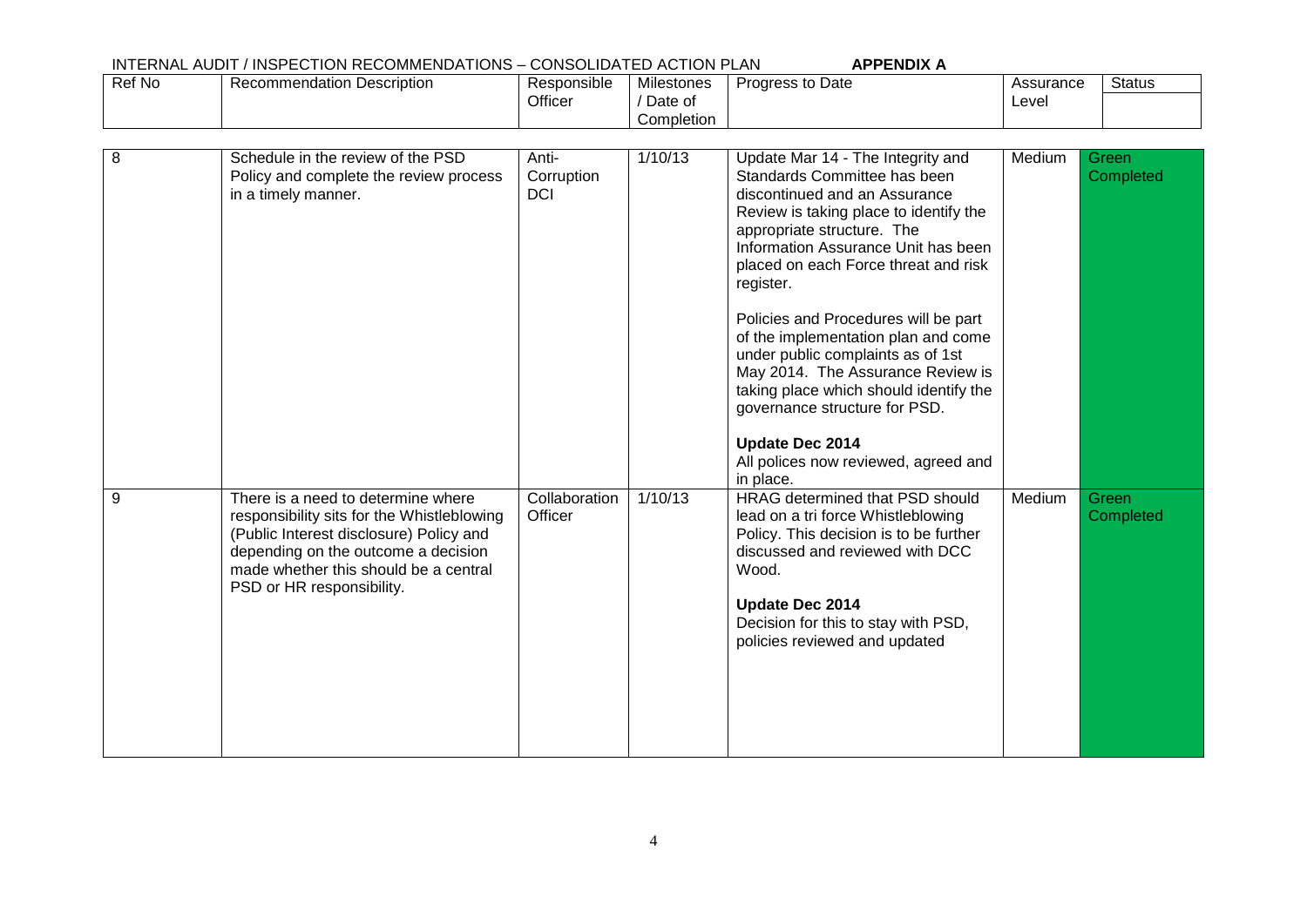INTERNAL AUDIT / INSPECTION RECOMMENDATIONS – CONSOLIDATED ACTION PLAN **APPENDIX A**

| Ref No | Recommendation Description | Responsible Officer | Milestones / Date of Completion | Progress to Date | Assurance Level | Status |
|---|---|---|---|---|---|---|
| 8 | Schedule in the review of the PSD Policy and complete the review process in a timely manner. | Anti-Corruption DCI | 1/10/13 | Update Mar 14 - The Integrity and Standards Committee has been discontinued and an Assurance Review is taking place to identify the appropriate structure. The Information Assurance Unit has been placed on each Force threat and risk register.<br><br>Policies and Procedures will be part of the implementation plan and come under public complaints as of 1st May 2014. The Assurance Review is taking place which should identify the governance structure for PSD.<br><br>**Update Dec 2014**<br>All polices now reviewed, agreed and in place. | Medium | Green Completed |
| 9 | There is a need to determine where responsibility sits for the Whistleblowing (Public Interest disclosure) Policy and depending on the outcome a decision made whether this should be a central PSD or HR responsibility. | Collaboration Officer | 1/10/13 | HRAG determined that PSD should lead on a tri force Whistleblowing Policy. This decision is to be further discussed and reviewed with DCC Wood.<br><br>**Update Dec 2014**<br>Decision for this to stay with PSD, policies reviewed and updated | Medium | Green Completed |